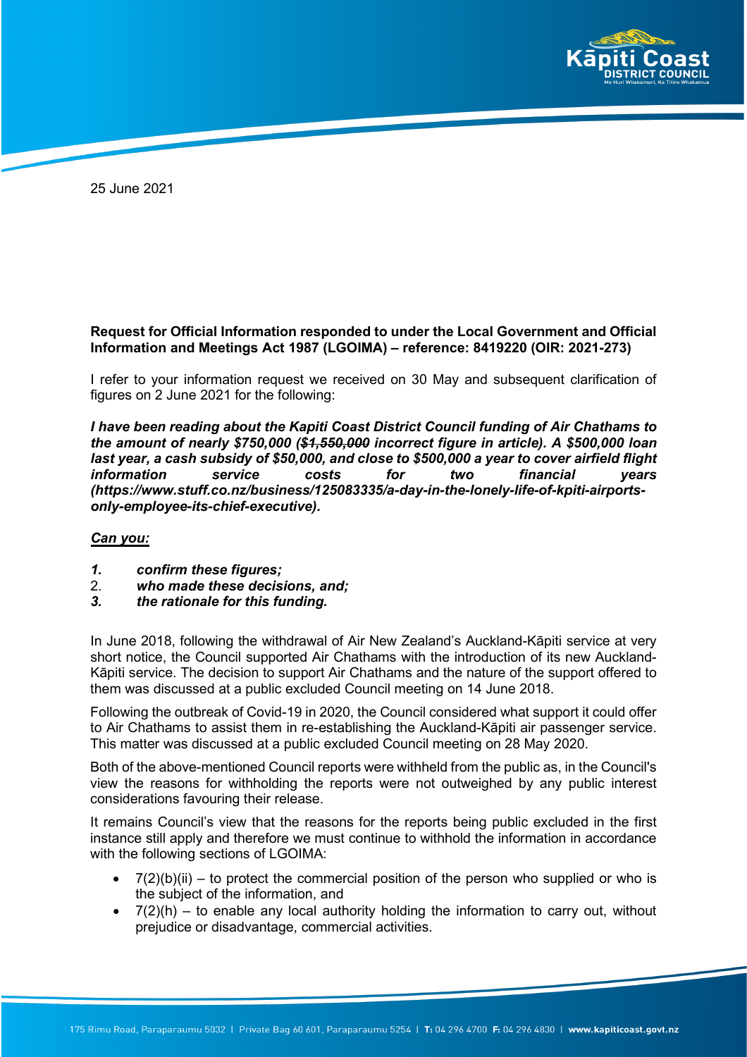25 June 2021

**Request for Official Information responded to under the Local Government and Official Information and Meetings Act 1987 (LGOIMA) – reference: 8419220 (OIR: 2021-273)**

I refer to your information request we received on 30 May and subsequent clarification of figures on 2 June 2021 for the following:

***I have been reading about the Kapiti Coast District Council funding of Air Chathams to the amount of nearly $750,000 (~~$1,550,000~~ incorrect figure in article). A $500,000 loan last year, a cash subsidy of $50,000, and close to $500,000 a year to cover airfield flight information service costs for two financial years (https://www.stuff.co.nz/business/125083335/a-day-in-the-lonely-life-of-kpiti-airports-only-employee-its-chief-executive).***

***Can you:***

1. ***confirm these figures;***
2. ***who made these decisions, and;***
3. ***the rationale for this funding.***

In June 2018, following the withdrawal of Air New Zealand's Auckland-Kāpiti service at very short notice, the Council supported Air Chathams with the introduction of its new Auckland-Kāpiti service. The decision to support Air Chathams and the nature of the support offered to them was discussed at a public excluded Council meeting on 14 June 2018.

Following the outbreak of Covid-19 in 2020, the Council considered what support it could offer to Air Chathams to assist them in re-establishing the Auckland-Kāpiti air passenger service. This matter was discussed at a public excluded Council meeting on 28 May 2020.

Both of the above-mentioned Council reports were withheld from the public as, in the Council's view the reasons for withholding the reports were not outweighed by any public interest considerations favouring their release.

It remains Council's view that the reasons for the reports being public excluded in the first instance still apply and therefore we must continue to withhold the information in accordance with the following sections of LGOIMA:

- 7(2)(b)(ii) – to protect the commercial position of the person who supplied or who is the subject of the information, and
- 7(2)(h) – to enable any local authority holding the information to carry out, without prejudice or disadvantage, commercial activities.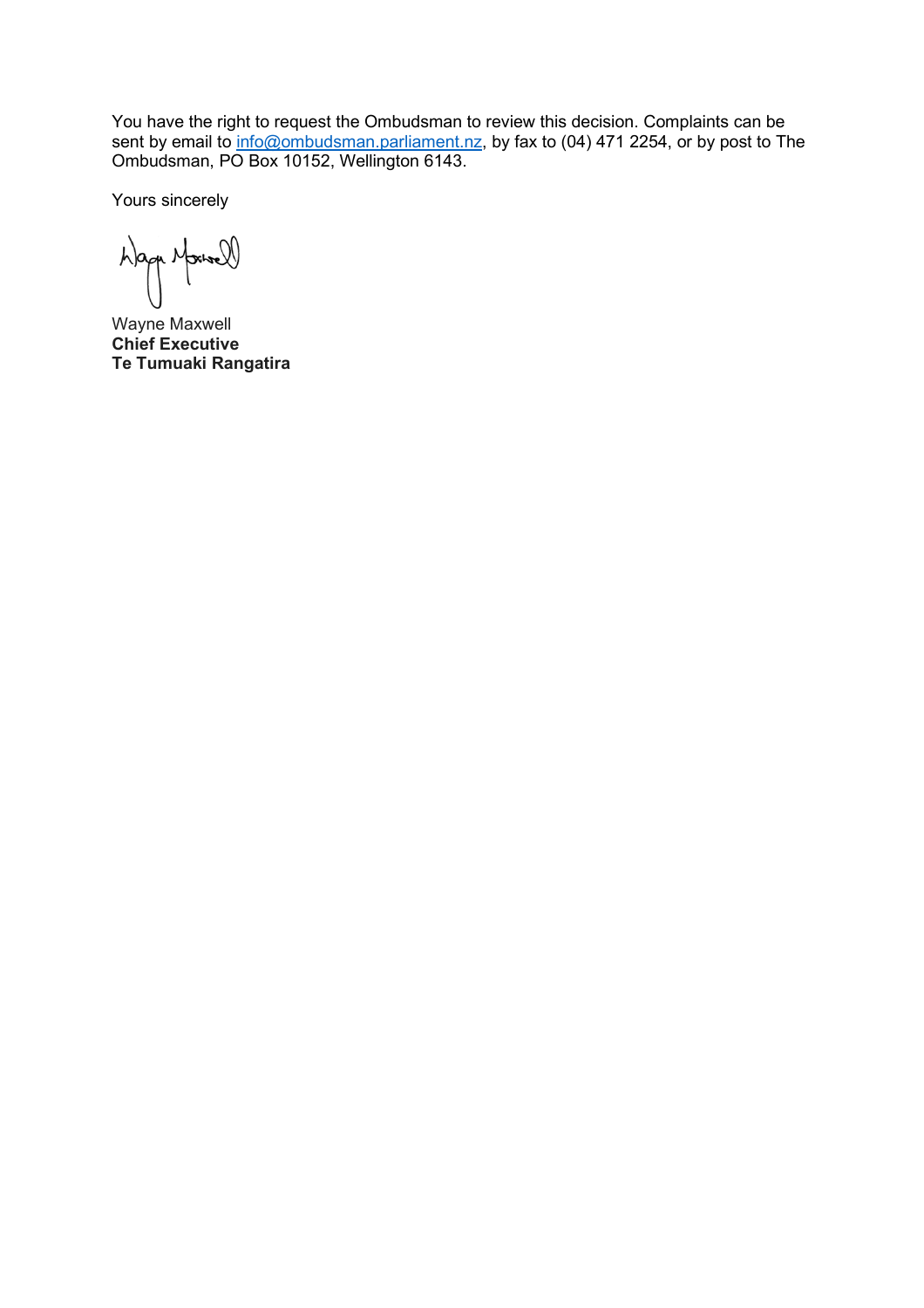You have the right to request the Ombudsman to review this decision. Complaints can be sent by email to [info@ombudsman.parliament.nz](mailto:info@ombudsman.parliament.nz), by fax to (04) 471 2254, or by post to The Ombudsman, PO Box 10152, Wellington 6143.

Yours sincerely

Wayne Maxwell
**Chief Executive**
**Te Tumuaki Rangatira**